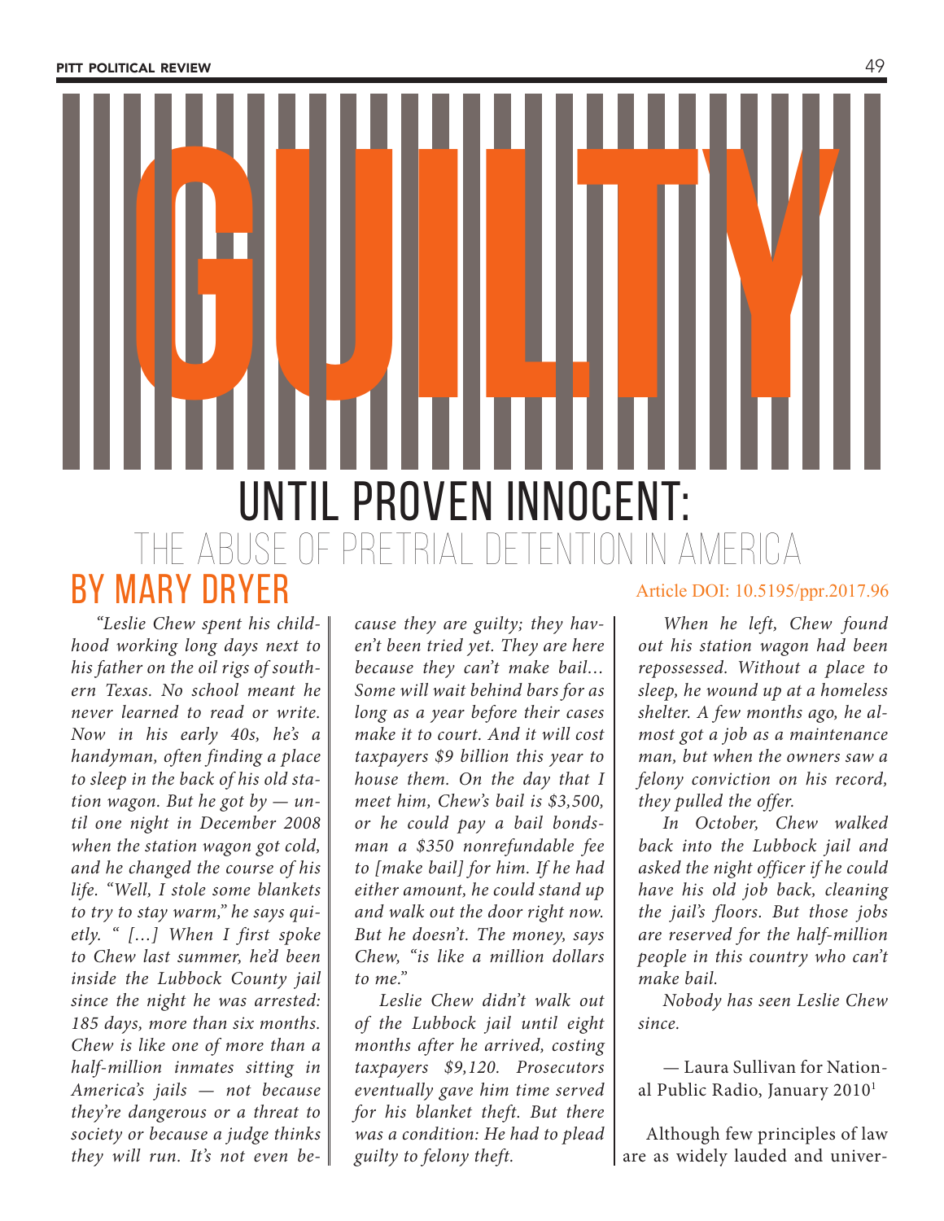# GUILTY UNTIL PROVEN INNOCENT:

## THE ABUSE OF PRETRIAL DETENTION IN AMERICA

### BY MARY DRYER

Article DOI: 10.5195/ppr.2017.96

*"Leslie Chew spent his childhood working long days next to his father on the oil rigs of southern Texas. No school meant he never learned to read or write. Now in his early 40s, he's a handyman, often finding a place to sleep in the back of his old station wagon. But he got by — until one night in December 2008 when the station wagon got cold, and he changed the course of his life. "Well, I stole some blankets to try to stay warm," he says quietly. " […] When I first spoke to Chew last summer, he'd been inside the Lubbock County jail since the night he was arrested: 185 days, more than six months. Chew is like one of more than a half-million inmates sitting in America's jails — not because they're dangerous or a threat to society or because a judge thinks they will run. It's not even because they are guilty; they haven't been tried yet. They are here because they can't make bail… Some will wait behind bars for as long as a year before their cases make it to court. And it will cost taxpayers $9 billion this year to house them. On the day that I meet him, Chew's bail is $3,500, or he could pay a bail bondsman a $350 nonrefundable fee to [make bail] for him. If he had either amount, he could stand up and walk out the door right now. But he doesn't. The money, says Chew, "is like a million dollars to me."*

*Leslie Chew didn't walk out of the Lubbock jail until eight months after he arrived, costing taxpayers $9,120. Prosecutors eventually gave him time served for his blanket theft. But there was a condition: He had to plead guilty to felony theft.*

*When he left, Chew found out his station wagon had been repossessed. Without a place to sleep, he wound up at a homeless shelter. A few months ago, he almost got a job as a maintenance man, but when the owners saw a felony conviction on his record, they pulled the offer.*

*In October, Chew walked back into the Lubbock jail and asked the night officer if he could have his old job back, cleaning the jail's floors. But those jobs are reserved for the half-million people in this country who can't make bail.*

*Nobody has seen Leslie Chew since.*

— Laura Sullivan for National Public Radio, January 2010[1]

Although few principles of law are as widely lauded and univer-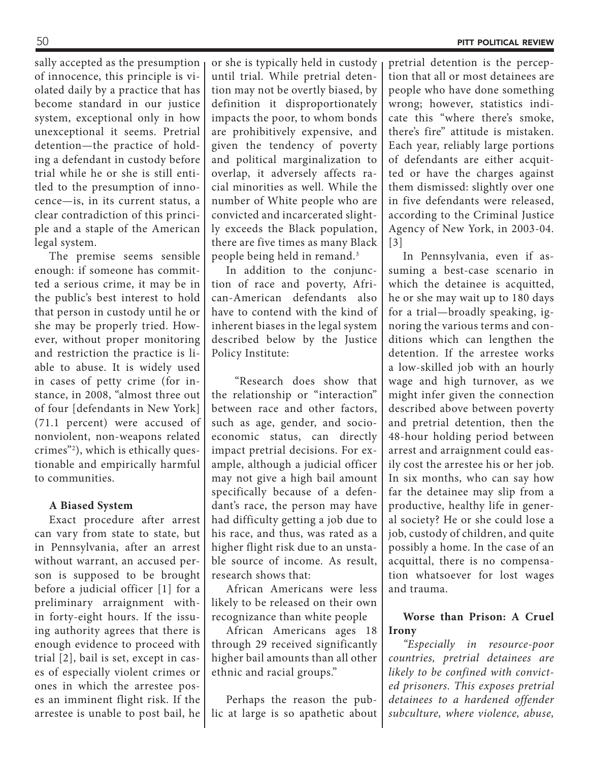sally accepted as the presumption of innocence, this principle is violated daily by a practice that has become standard in our justice system, exceptional only in how unexceptional it seems. Pretrial detention—the practice of holding a defendant in custody before trial while he or she is still entitled to the presumption of innocence—is, in its current status, a clear contradiction of this principle and a staple of the American legal system.

The premise seems sensible enough: if someone has committed a serious crime, it may be in the public's best interest to hold that person in custody until he or she may be properly tried. However, without proper monitoring and restriction the practice is liable to abuse. It is widely used in cases of petty crime (for instance, in 2008, "almost three out of four [defendants in New York] (71.1 percent) were accused of nonviolent, non-weapons related crimes"[2]), which is ethically questionable and empirically harmful to communities.

**A Biased System**

Exact procedure after arrest can vary from state to state, but in Pennsylvania, after an arrest without warrant, an accused person is supposed to be brought before a judicial officer [1] for a preliminary arraignment within forty-eight hours. If the issuing authority agrees that there is enough evidence to proceed with trial [2], bail is set, except in cases of especially violent crimes or ones in which the arrestee poses an imminent flight risk. If the arrestee is unable to post bail, he or she is typically held in custody until trial. While pretrial detention may not be overtly biased, by definition it disproportionately impacts the poor, to whom bonds are prohibitively expensive, and given the tendency of poverty and political marginalization to overlap, it adversely affects racial minorities as well. While the number of White people who are convicted and incarcerated slightly exceeds the Black population, there are five times as many Black people being held in remand.[3]

In addition to the conjunction of race and poverty, African-American defendants also have to contend with the kind of inherent biases in the legal system described below by the Justice Policy Institute:

> "Research does show that the relationship or "interaction" between race and other factors, such as age, gender, and socioeconomic status, can directly impact pretrial decisions. For example, although a judicial officer may not give a high bail amount specifically because of a defendant's race, the person may have had difficulty getting a job due to his race, and thus, was rated as a higher flight risk due to an unstable source of income. As result, research shows that:
>
> African Americans were less likely to be released on their own recognizance than white people
>
> African Americans ages 18 through 29 received significantly higher bail amounts than all other ethnic and racial groups."

Perhaps the reason the public at large is so apathetic about pretrial detention is the perception that all or most detainees are people who have done something wrong; however, statistics indicate this "where there's smoke, there's fire" attitude is mistaken. Each year, reliably large portions of defendants are either acquitted or have the charges against them dismissed: slightly over one in five defendants were released, according to the Criminal Justice Agency of New York, in 2003-04. [3]

In Pennsylvania, even if assuming a best-case scenario in which the detainee is acquitted, he or she may wait up to 180 days for a trial—broadly speaking, ignoring the various terms and conditions which can lengthen the detention. If the arrestee works a low-skilled job with an hourly wage and high turnover, as we might infer given the connection described above between poverty and pretrial detention, then the 48-hour holding period between arrest and arraignment could easily cost the arrestee his or her job. In six months, who can say how far the detainee may slip from a productive, healthy life in general society? He or she could lose a job, custody of children, and quite possibly a home. In the case of an acquittal, there is no compensation whatsoever for lost wages and trauma.

**Worse than Prison: A Cruel Irony**

*"Especially in resource-poor countries, pretrial detainees are likely to be confined with convicted prisoners. This exposes pretrial detainees to a hardened offender subculture, where violence, abuse,*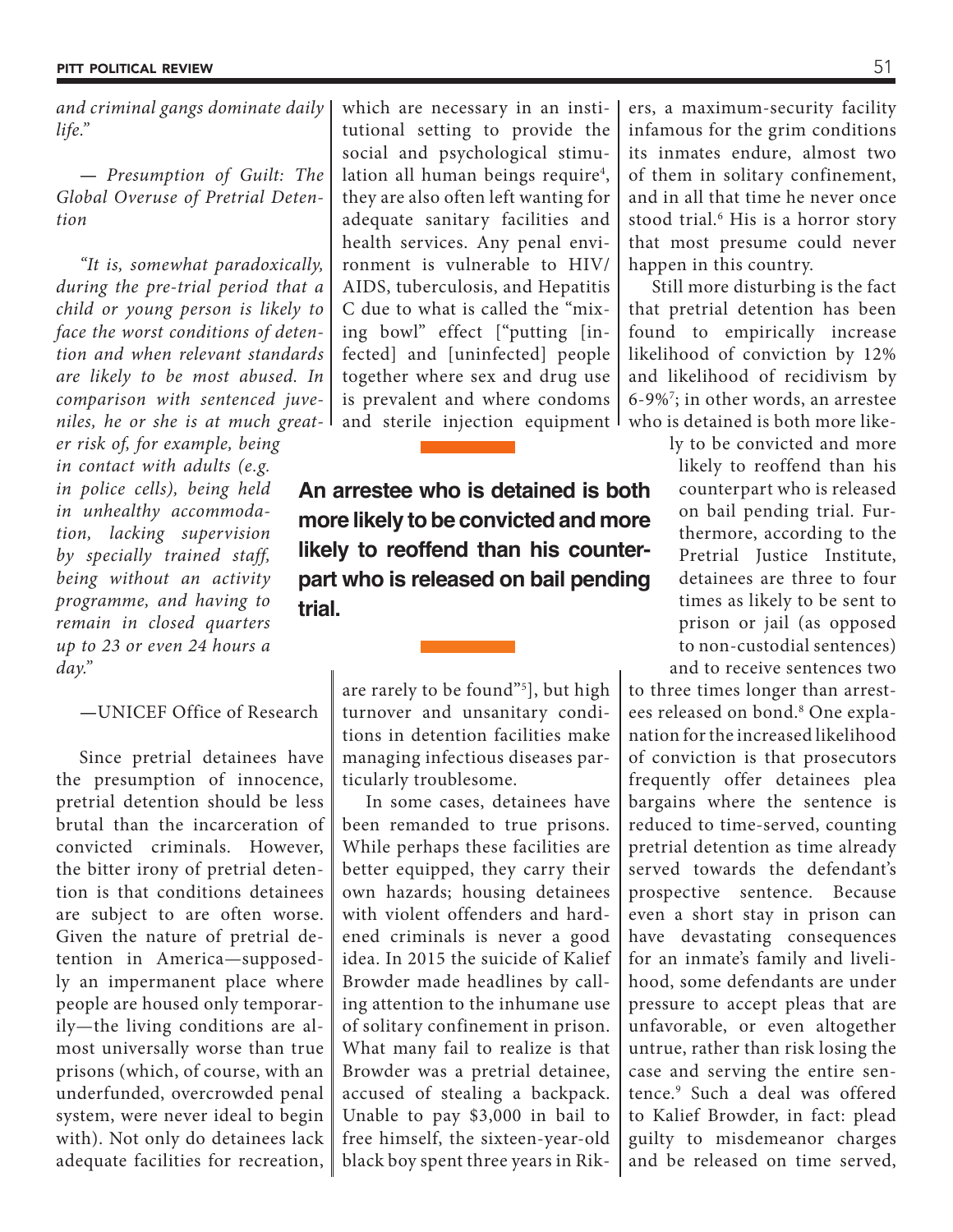*and criminal gangs dominate daily life."*

*— Presumption of Guilt: The Global Overuse of Pretrial Detention*

*"It is, somewhat paradoxically, during the pre-trial period that a child or young person is likely to face the worst conditions of detention and when relevant standards are likely to be most abused. In comparison with sentenced juveniles, he or she is at much greater risk of, for example, being in contact with adults (e.g. in police cells), being held in unhealthy accommodation, lacking supervision by specially trained staff, being without an activity programme, and having to remain in closed quarters up to 23 or even 24 hours a day."*

—UNICEF Office of Research

Since pretrial detainees have the presumption of innocence, pretrial detention should be less brutal than the incarceration of convicted criminals. However, the bitter irony of pretrial detention is that conditions detainees are subject to are often worse. Given the nature of pretrial detention in America—supposedly an impermanent place where people are housed only temporarily—the living conditions are almost universally worse than true prisons (which, of course, with an underfunded, overcrowded penal system, were never ideal to begin with). Not only do detainees lack adequate facilities for recreation, which are necessary in an institutional setting to provide the social and psychological stimulation all human beings require[4], they are also often left wanting for adequate sanitary facilities and health services. Any penal environment is vulnerable to HIV/AIDS, tuberculosis, and Hepatitis C due to what is called the "mixing bowl" effect ["putting [infected] and [uninfected] people together where sex and drug use is prevalent and where condoms and sterile injection equipment are rarely to be found"[5]], but high turnover and unsanitary conditions in detention facilities make managing infectious diseases particularly troublesome.

**An arrestee who is detained is both more likely to be convicted and more likely to reoffend than his counterpart who is released on bail pending trial.**

In some cases, detainees have been remanded to true prisons. While perhaps these facilities are better equipped, they carry their own hazards; housing detainees with violent offenders and hardened criminals is never a good idea. In 2015 the suicide of Kalief Browder made headlines by calling attention to the inhumane use of solitary confinement in prison. What many fail to realize is that Browder was a pretrial detainee, accused of stealing a backpack. Unable to pay $3,000 in bail to free himself, the sixteen-year-old black boy spent three years in Rikers, a maximum-security facility infamous for the grim conditions its inmates endure, almost two of them in solitary confinement, and in all that time he never once stood trial.[6] His is a horror story that most presume could never happen in this country.

Still more disturbing is the fact that pretrial detention has been found to empirically increase likelihood of conviction by 12% and likelihood of recidivism by 6-9%[7]; in other words, an arrestee who is detained is both more likely to be convicted and more likely to reoffend than his counterpart who is released on bail pending trial. Furthermore, according to the Pretrial Justice Institute, detainees are three to four times as likely to be sent to prison or jail (as opposed to non-custodial sentences) and to receive sentences two to three times longer than arrestees released on bond.[8] One explanation for the increased likelihood of conviction is that prosecutors frequently offer detainees plea bargains where the sentence is reduced to time-served, counting pretrial detention as time already served towards the defendant's prospective sentence. Because even a short stay in prison can have devastating consequences for an inmate's family and livelihood, some defendants are under pressure to accept pleas that are unfavorable, or even altogether untrue, rather than risk losing the case and serving the entire sentence.[9] Such a deal was offered to Kalief Browder, in fact: plead guilty to misdemeanor charges and be released on time served,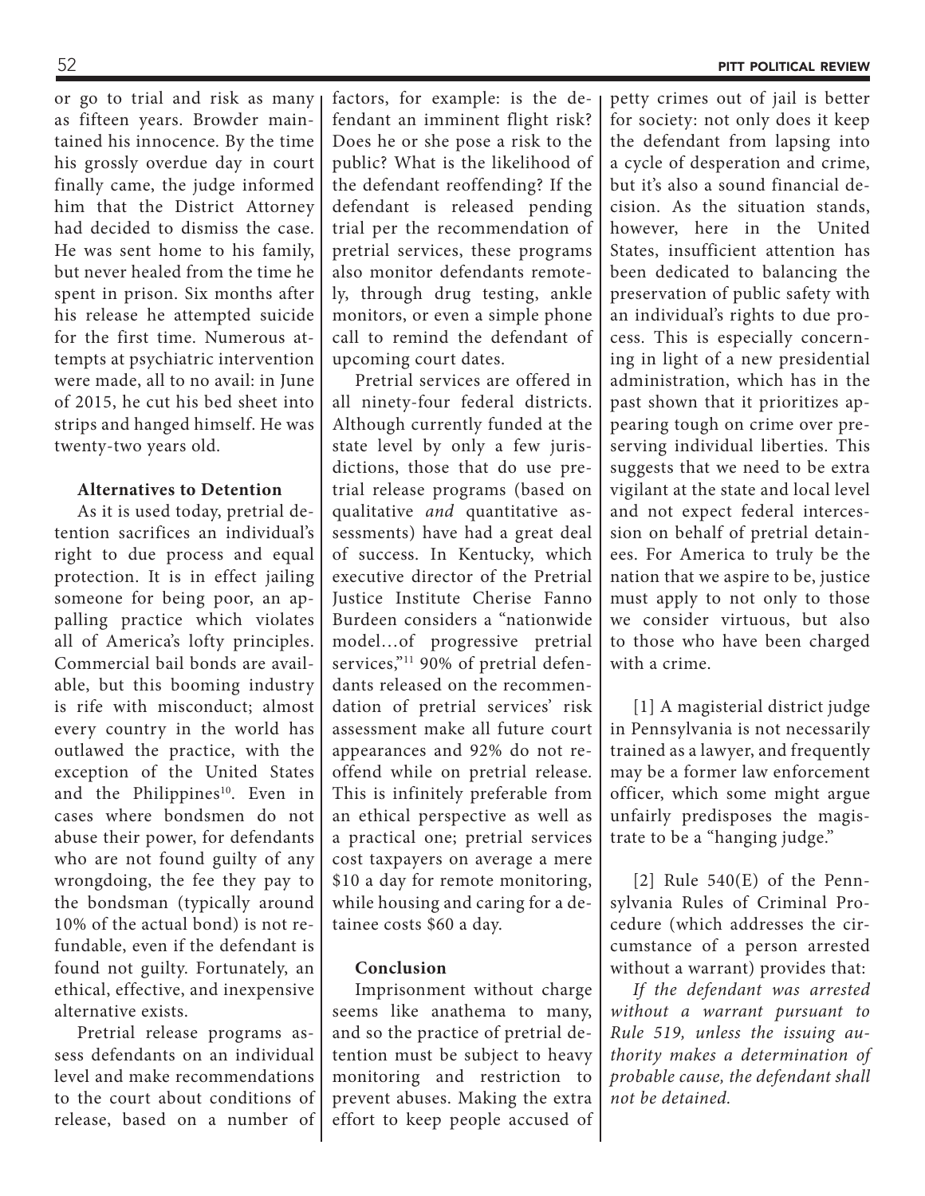or go to trial and risk as many as fifteen years. Browder maintained his innocence. By the time his grossly overdue day in court finally came, the judge informed him that the District Attorney had decided to dismiss the case. He was sent home to his family, but never healed from the time he spent in prison. Six months after his release he attempted suicide for the first time. Numerous attempts at psychiatric intervention were made, all to no avail: in June of 2015, he cut his bed sheet into strips and hanged himself. He was twenty-two years old.

### Alternatives to Detention

As it is used today, pretrial detention sacrifices an individual's right to due process and equal protection. It is in effect jailing someone for being poor, an appalling practice which violates all of America's lofty principles. Commercial bail bonds are available, but this booming industry is rife with misconduct; almost every country in the world has outlawed the practice, with the exception of the United States and the Philippines[10]. Even in cases where bondsmen do not abuse their power, for defendants who are not found guilty of any wrongdoing, the fee they pay to the bondsman (typically around 10% of the actual bond) is not refundable, even if the defendant is found not guilty. Fortunately, an ethical, effective, and inexpensive alternative exists.

Pretrial release programs assess defendants on an individual level and make recommendations to the court about conditions of release, based on a number of factors, for example: is the defendant an imminent flight risk? Does he or she pose a risk to the public? What is the likelihood of the defendant reoffending? If the defendant is released pending trial per the recommendation of pretrial services, these programs also monitor defendants remotely, through drug testing, ankle monitors, or even a simple phone call to remind the defendant of upcoming court dates.

Pretrial services are offered in all ninety-four federal districts. Although currently funded at the state level by only a few jurisdictions, those that do use pretrial release programs (based on qualitative *and* quantitative assessments) have had a great deal of success. In Kentucky, which executive director of the Pretrial Justice Institute Cherise Fanno Burdeen considers a "nationwide model…of progressive pretrial services,"[11] 90% of pretrial defendants released on the recommendation of pretrial services' risk assessment make all future court appearances and 92% do not reoffend while on pretrial release. This is infinitely preferable from an ethical perspective as well as a practical one; pretrial services cost taxpayers on average a mere $10 a day for remote monitoring, while housing and caring for a detainee costs $60 a day.

### Conclusion

Imprisonment without charge seems like anathema to many, and so the practice of pretrial detention must be subject to heavy monitoring and restriction to prevent abuses. Making the extra effort to keep people accused of petty crimes out of jail is better for society: not only does it keep the defendant from lapsing into a cycle of desperation and crime, but it's also a sound financial decision. As the situation stands, however, here in the United States, insufficient attention has been dedicated to balancing the preservation of public safety with an individual's rights to due process. This is especially concerning in light of a new presidential administration, which has in the past shown that it prioritizes appearing tough on crime over preserving individual liberties. This suggests that we need to be extra vigilant at the state and local level and not expect federal intercession on behalf of pretrial detainees. For America to truly be the nation that we aspire to be, justice must apply to not only to those we consider virtuous, but also to those who have been charged with a crime.

[1] A magisterial district judge in Pennsylvania is not necessarily trained as a lawyer, and frequently may be a former law enforcement officer, which some might argue unfairly predisposes the magistrate to be a "hanging judge."

[2] Rule 540(E) of the Pennsylvania Rules of Criminal Procedure (which addresses the circumstance of a person arrested without a warrant) provides that:

*If the defendant was arrested without a warrant pursuant to Rule 519, unless the issuing authority makes a determination of probable cause, the defendant shall not be detained.*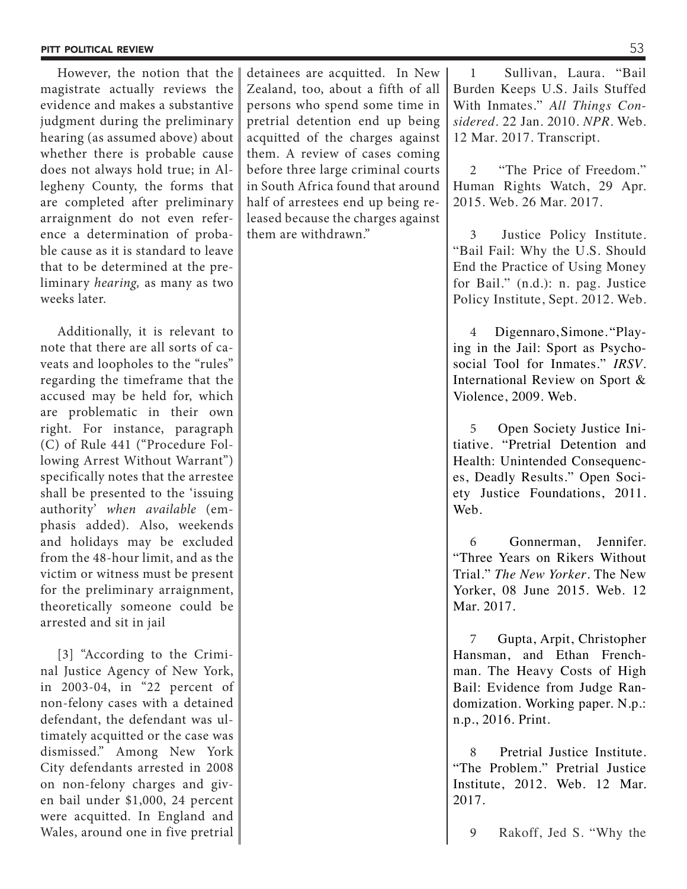However, the notion that the magistrate actually reviews the evidence and makes a substantive judgment during the preliminary hearing (as assumed above) about whether there is probable cause does not always hold true; in Allegheny County, the forms that are completed after preliminary arraignment do not even reference a determination of probable cause as it is standard to leave that to be determined at the preliminary *hearing,* as many as two weeks later.

Additionally, it is relevant to note that there are all sorts of caveats and loopholes to the "rules" regarding the timeframe that the accused may be held for, which are problematic in their own right. For instance, paragraph (C) of Rule 441 ("Procedure Following Arrest Without Warrant") specifically notes that the arrestee shall be presented to the 'issuing authority' *when available* (emphasis added). Also, weekends and holidays may be excluded from the 48-hour limit, and as the victim or witness must be present for the preliminary arraignment, theoretically someone could be arrested and sit in jail

[3] "According to the Criminal Justice Agency of New York, in 2003-04, in "22 percent of non-felony cases with a detained defendant, the defendant was ultimately acquitted or the case was dismissed." Among New York City defendants arrested in 2008 on non-felony charges and given bail under $1,000, 24 percent were acquitted. In England and Wales, around one in five pretrial detainees are acquitted. In New Zealand, too, about a fifth of all persons who spend some time in pretrial detention end up being acquitted of the charges against them. A review of cases coming before three large criminal courts in South Africa found that around half of arrestees end up being released because the charges against them are withdrawn."

1 Sullivan, Laura. "Bail Burden Keeps U.S. Jails Stuffed With Inmates." *All Things Considered*. 22 Jan. 2010. *NPR*. Web. 12 Mar. 2017. Transcript.

2 "The Price of Freedom." Human Rights Watch, 29 Apr. 2015. Web. 26 Mar. 2017.

3 Justice Policy Institute. "Bail Fail: Why the U.S. Should End the Practice of Using Money for Bail." (n.d.): n. pag. Justice Policy Institute, Sept. 2012. Web.

4 Digennaro, Simone. "Playing in the Jail: Sport as Psychosocial Tool for Inmates." *IRSV*. International Review on Sport & Violence, 2009. Web.

5 Open Society Justice Initiative. "Pretrial Detention and Health: Unintended Consequences, Deadly Results." Open Society Justice Foundations, 2011. Web.

6 Gonnerman, Jennifer. "Three Years on Rikers Without Trial." *The New Yorker*. The New Yorker, 08 June 2015. Web. 12 Mar. 2017.

7 Gupta, Arpit, Christopher Hansman, and Ethan Frenchman. The Heavy Costs of High Bail: Evidence from Judge Randomization. Working paper. N.p.: n.p., 2016. Print.

8 Pretrial Justice Institute. "The Problem." Pretrial Justice Institute, 2012. Web. 12 Mar. 2017.

9 Rakoff, Jed S. "Why the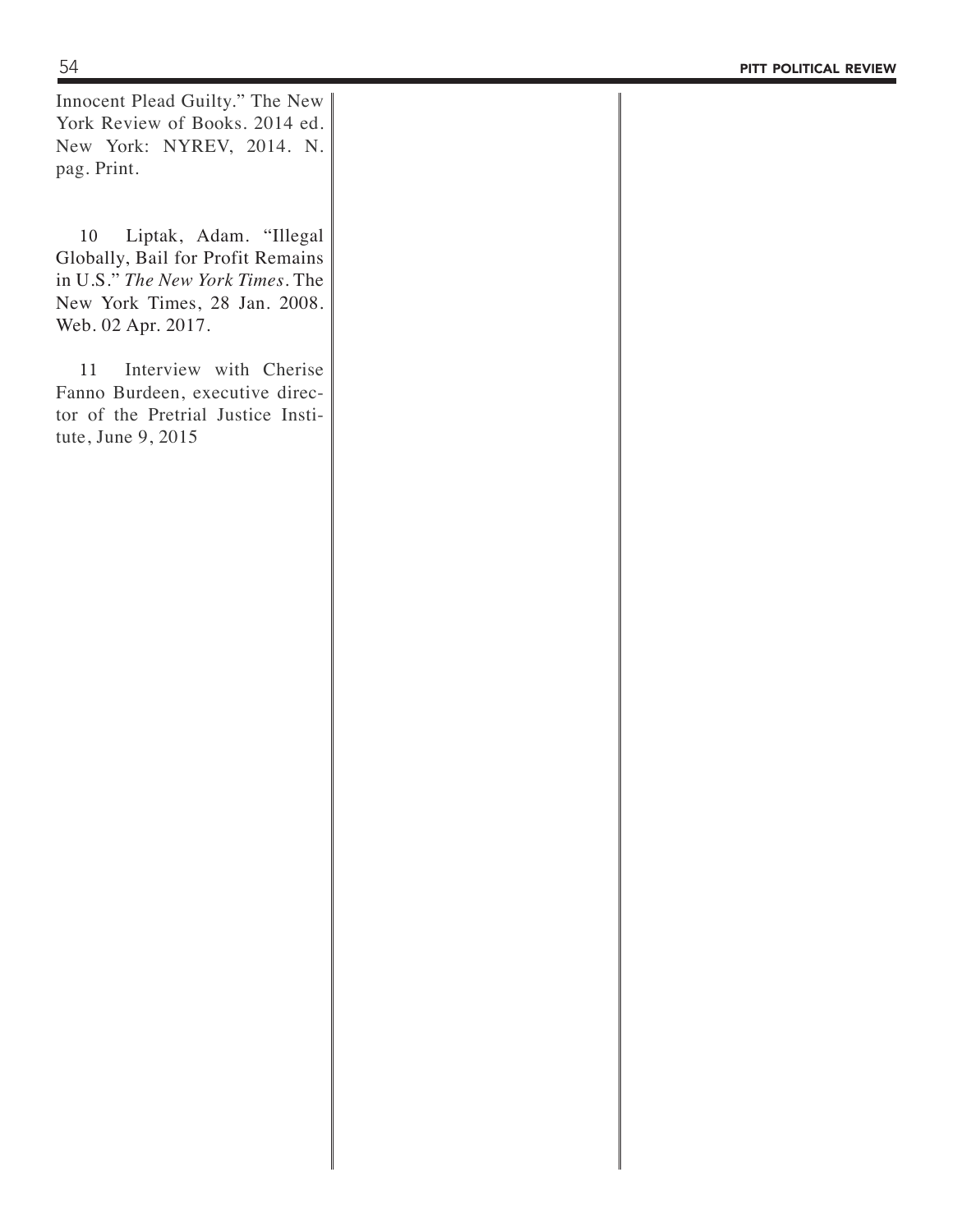Innocent Plead Guilty." The New York Review of Books. 2014 ed. New York: NYREV, 2014. N. pag. Print.

10 Liptak, Adam. "Illegal Globally, Bail for Profit Remains in U.S." *The New York Times*. The New York Times, 28 Jan. 2008. Web. 02 Apr. 2017.

11 Interview with Cherise Fanno Burdeen, executive director of the Pretrial Justice Institute, June 9, 2015